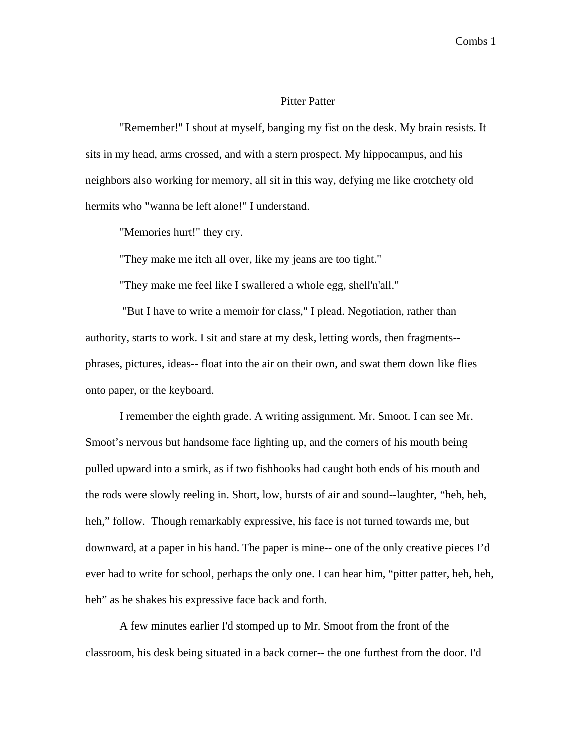# Pitter Patter

"Remember!" I shout at myself, banging my fist on the desk. My brain resists. It sits in my head, arms crossed, and with a stern prospect. My hippocampus, and his neighbors also working for memory, all sit in this way, defying me like crotchety old hermits who "wanna be left alone!" I understand.

"Memories hurt!" they cry.

"They make me itch all over, like my jeans are too tight."

"They make me feel like I swallered a whole egg, shell'n'all."

"But I have to write a memoir for class," I plead. Negotiation, rather than authority, starts to work. I sit and stare at my desk, letting words, then fragments-- phrases, pictures, ideas-- float into the air on their own, and swat them down like flies onto paper, or the keyboard.

I remember the eighth grade. A writing assignment. Mr. Smoot. I can see Mr. Smoot's nervous but handsome face lighting up, and the corners of his mouth being pulled upward into a smirk, as if two fishhooks had caught both ends of his mouth and the rods were slowly reeling in. Short, low, bursts of air and sound--laughter, "heh, heh, heh," follow. Though remarkably expressive, his face is not turned towards me, but downward, at a paper in his hand. The paper is mine-- one of the only creative pieces I'd ever had to write for school, perhaps the only one. I can hear him, "pitter patter, heh, heh, heh" as he shakes his expressive face back and forth.

A few minutes earlier I'd stomped up to Mr. Smoot from the front of the classroom, his desk being situated in a back corner-- the one furthest from the door. I'd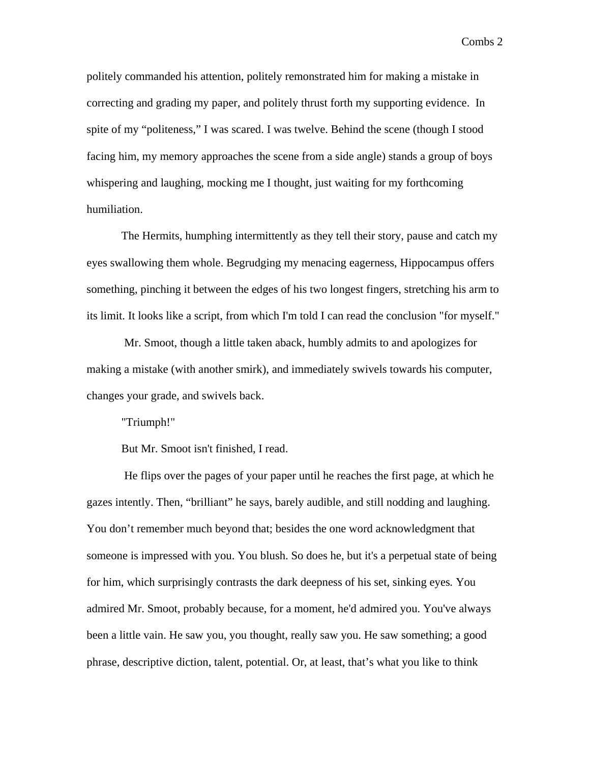politely commanded his attention, politely remonstrated him for making a mistake in correcting and grading my paper, and politely thrust forth my supporting evidence. In spite of my "politeness," I was scared. I was twelve. Behind the scene (though I stood facing him, my memory approaches the scene from a side angle) stands a group of boys whispering and laughing, mocking me I thought, just waiting for my forthcoming humiliation.

The Hermits, humphing intermittently as they tell their story, pause and catch my eyes swallowing them whole. Begrudging my menacing eagerness, Hippocampus offers something, pinching it between the edges of his two longest fingers, stretching his arm to its limit. It looks like a script, from which I'm told I can read the conclusion "for myself."

Mr. Smoot, though a little taken aback, humbly admits to and apologizes for making a mistake (with another smirk), and immediately swivels towards his computer, changes your grade, and swivels back.

"Triumph!"

But Mr. Smoot isn't finished, I read.

He flips over the pages of your paper until he reaches the first page, at which he gazes intently. Then, "brilliant" he says, barely audible, and still nodding and laughing. You don't remember much beyond that; besides the one word acknowledgment that someone is impressed with you. You blush. So does he, but it's a perpetual state of being for him, which surprisingly contrasts the dark deepness of his set, sinking eyes*.* You admired Mr. Smoot, probably because, for a moment, he'd admired you. You've always been a little vain. He saw you, you thought, really saw you. He saw something; a good phrase, descriptive diction, talent, potential. Or, at least, that's what you like to think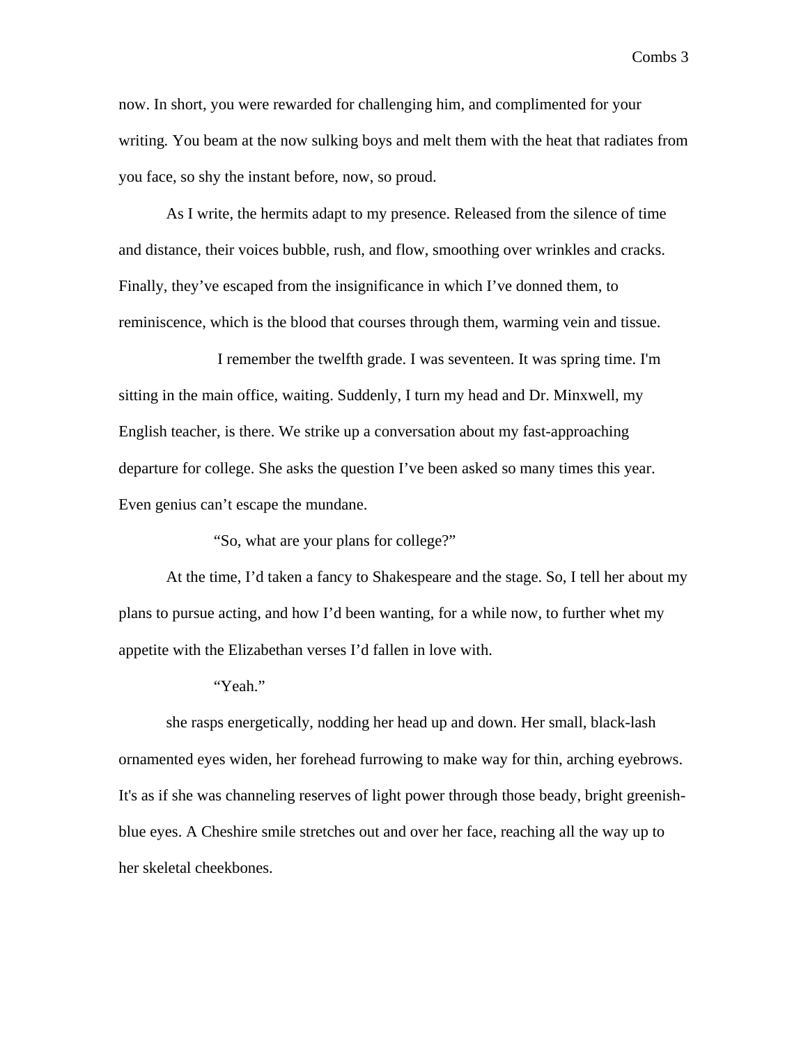now. In short, you were rewarded for challenging him, and complimented for your writing. You beam at the now sulking boys and melt them with the heat that radiates from you face, so shy the instant before, now, so proud.

As I write, the hermits adapt to my presence. Released from the silence of time and distance, their voices bubble, rush, and flow, smoothing over wrinkles and cracks. Finally, they've escaped from the insignificance in which I've donned them, to reminiscence, which is the blood that courses through them, warming vein and tissue.

I remember the twelfth grade. I was seventeen. It was spring time. I'm sitting in the main office, waiting. Suddenly, I turn my head and Dr. Minxwell, my English teacher, is there. We strike up a conversation about my fast-approaching departure for college. She asks the question I've been asked so many times this year. Even genius can't escape the mundane.

"So, what are your plans for college?"

At the time, I'd taken a fancy to Shakespeare and the stage. So, I tell her about my plans to pursue acting, and how I'd been wanting, for a while now, to further whet my appetite with the Elizabethan verses I'd fallen in love with.

"Yeah."

she rasps energetically, nodding her head up and down. Her small, black-lash ornamented eyes widen, her forehead furrowing to make way for thin, arching eyebrows. It's as if she was channeling reserves of light power through those beady, bright greenish-blue eyes. A Cheshire smile stretches out and over her face, reaching all the way up to her skeletal cheekbones.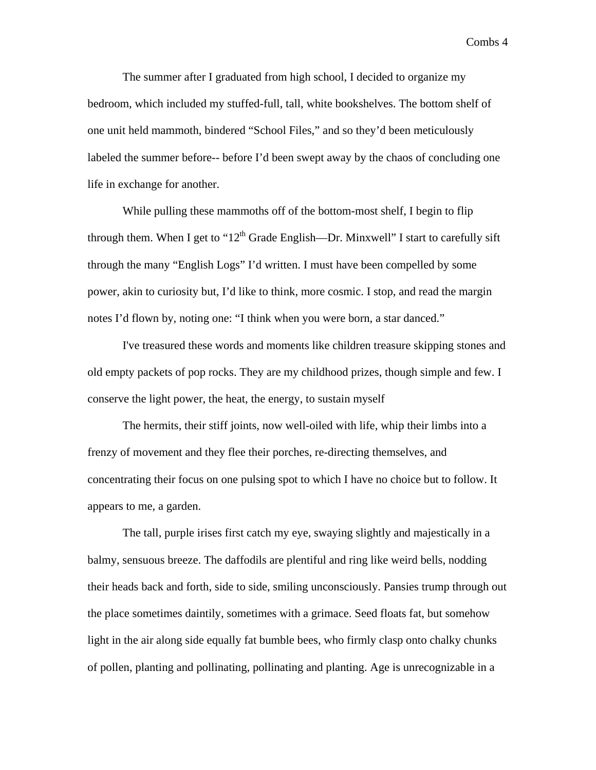The summer after I graduated from high school, I decided to organize my bedroom, which included my stuffed-full, tall, white bookshelves. The bottom shelf of one unit held mammoth, bindered "School Files," and so they'd been meticulously labeled the summer before-- before I'd been swept away by the chaos of concluding one life in exchange for another.

While pulling these mammoths off of the bottom-most shelf, I begin to flip through them. When I get to "12th Grade English—Dr. Minxwell" I start to carefully sift through the many "English Logs" I'd written. I must have been compelled by some power, akin to curiosity but, I'd like to think, more cosmic. I stop, and read the margin notes I'd flown by, noting one: "I think when you were born, a star danced."

I've treasured these words and moments like children treasure skipping stones and old empty packets of pop rocks. They are my childhood prizes, though simple and few. I conserve the light power, the heat, the energy, to sustain myself

The hermits, their stiff joints, now well-oiled with life, whip their limbs into a frenzy of movement and they flee their porches, re-directing themselves, and concentrating their focus on one pulsing spot to which I have no choice but to follow. It appears to me, a garden.

The tall, purple irises first catch my eye, swaying slightly and majestically in a balmy, sensuous breeze. The daffodils are plentiful and ring like weird bells, nodding their heads back and forth, side to side, smiling unconsciously. Pansies trump through out the place sometimes daintily, sometimes with a grimace. Seed floats fat, but somehow light in the air along side equally fat bumble bees, who firmly clasp onto chalky chunks of pollen, planting and pollinating, pollinating and planting. Age is unrecognizable in a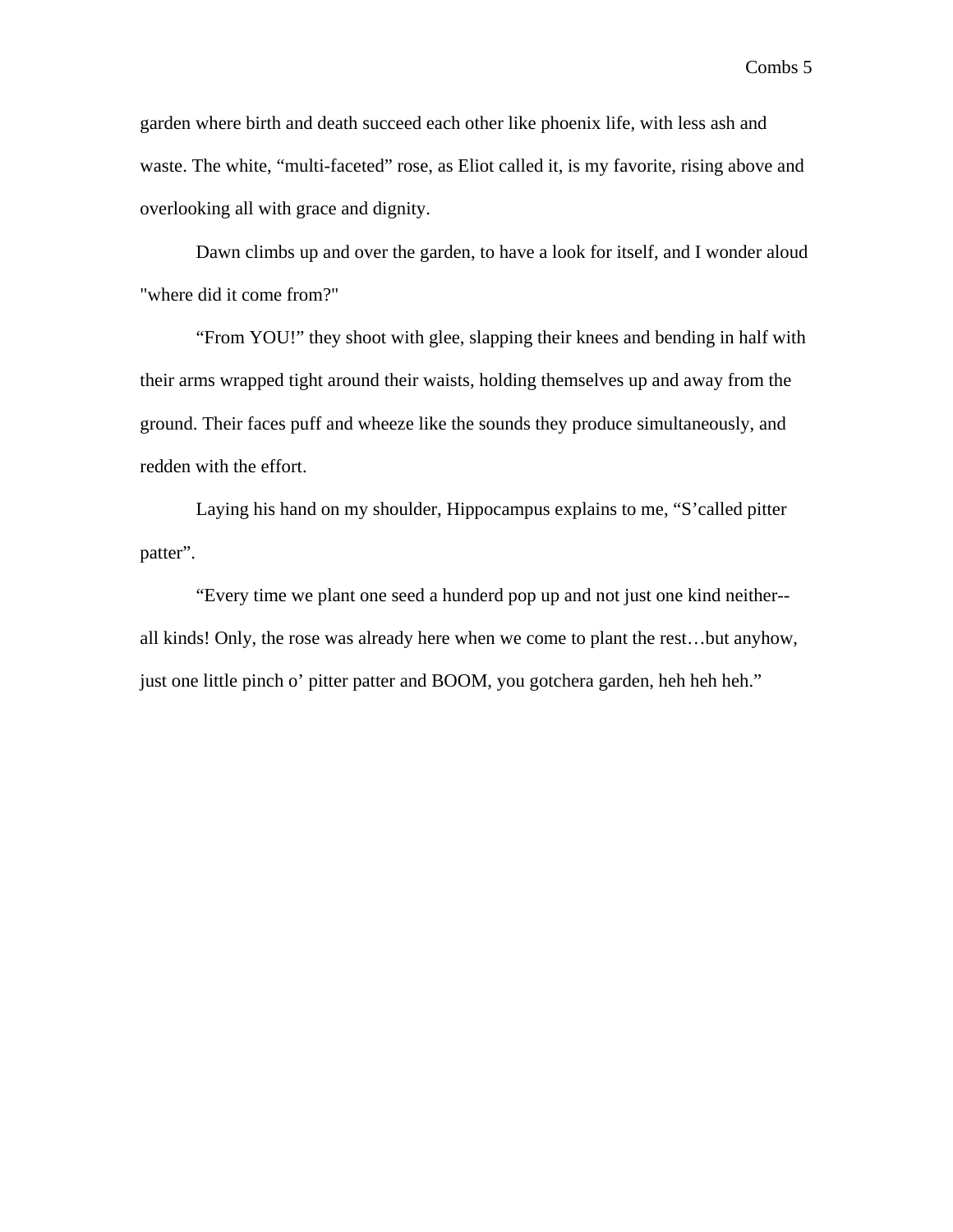garden where birth and death succeed each other like phoenix life, with less ash and waste. The white, “multi-faceted” rose, as Eliot called it, is my favorite, rising above and overlooking all with grace and dignity.

Dawn climbs up and over the garden, to have a look for itself, and I wonder aloud "where did it come from?"

“From YOU!” they shoot with glee, slapping their knees and bending in half with their arms wrapped tight around their waists, holding themselves up and away from the ground. Their faces puff and wheeze like the sounds they produce simultaneously, and redden with the effort.

Laying his hand on my shoulder, Hippocampus explains to me, “S’called pitter patter”.

“Every time we plant one seed a hunderd pop up and not just one kind neither--all kinds! Only, the rose was already here when we come to plant the rest…but anyhow, just one little pinch o’ pitter patter and BOOM, you gotchera garden, heh heh heh.”